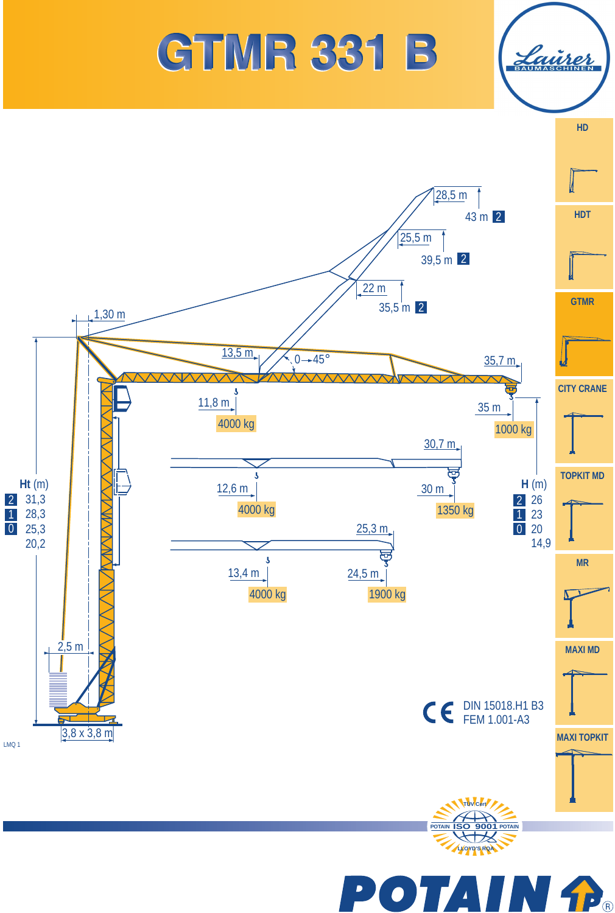# GTMR 331 B

Lauer BAUMASCHINEN

HD

HDT

GTMR

CITY CRANE

TOPKIT MD

MR

MAXI MD

MAXI TOPKIT

28,5 m — 43 m [2]

25,5 m — 39,5 m [2]

22 m — 35,5 m [2]

1,30 m

13,5 m

0 → 45°

35,7 m

11,8 m — 4000 kg

35 m — 1000 kg

30,7 m

12,6 m — 4000 kg

30 m — 1350 kg

25,3 m

13,4 m — 4000 kg

24,5 m — 1900 kg

| | Ht (m) |
|---|---|
| 2 | 31,3 |
| 1 | 28,3 |
| 0 | 25,3 |
| | 20,2 |

| | H (m) |
|---|---|
| 2 | 26 |
| 1 | 23 |
| 0 | 20 |
| | 14,9 |

2,5 m

3,8 x 3,8 m

LMQ 1

CE DIN 15018.H1 B3
FEM 1.001-A3

TÜV Cert — POTAIN ISO 9001 POTAIN — LLOYD'S ROA

POTAIN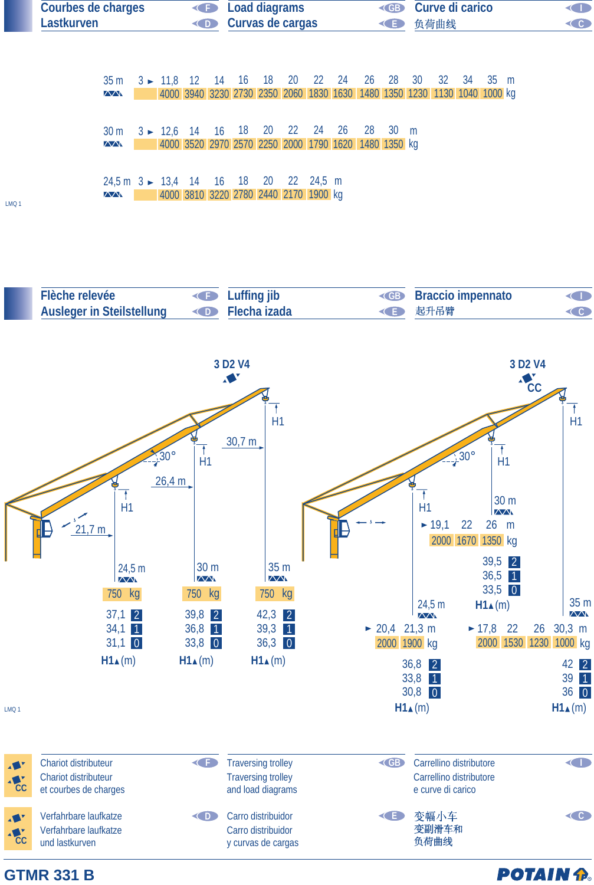## Courbes de charges / Lastkurven — Load diagrams / Curvas de cargas — Curve di carico / 负荷曲线

| 35 m | 3 ► 11,8 | 12 | 14 | 16 | 18 | 20 | 22 | 24 | 26 | 28 | 30 | 32 | 34 | 35 | m |
|---|---|---|---|---|---|---|---|---|---|---|---|---|---|---|---|
| | 4000 | 3940 | 3230 | 2730 | 2350 | 2060 | 1830 | 1630 | 1480 | 1350 | 1230 | 1130 | 1040 | 1000 | kg |

| 30 m | 3 ► 12,6 | 14 | 16 | 18 | 20 | 22 | 24 | 26 | 28 | 30 | m |
|---|---|---|---|---|---|---|---|---|---|---|---|
| | 4000 | 3520 | 2970 | 2570 | 2250 | 2000 | 1790 | 1620 | 1480 | 1350 | kg |

| 24,5 m | 3 ► 13,4 | 14 | 16 | 18 | 20 | 22 | 24,5 | m |
|---|---|---|---|---|---|---|---|---|
| | 4000 | 3810 | 3220 | 2780 | 2440 | 2170 | 1900 | kg |

LMQ 1

## Flèche relevée / Ausleger in Steilstellung — Luffing jib / Flecha izada — Braccio impennato / 起升吊臂

### 3 D2 V4

30°

| Jib | 24,5 m | 30 m | 35 m |
|---|---|---|---|
| Radius | 21,7 m | 26,4 m | 30,7 m |
| Load | 750 kg | 750 kg | 750 kg |
| H1 (m) – 2 | 37,1 | 39,8 | 42,3 |
| H1 (m) – 1 | 34,1 | 36,8 | 39,3 |
| H1 (m) – 0 | 31,1 | 33,8 | 36,3 |

### 3 D2 V4 CC

30°

**24,5 m**

| ► 20,4 | 21,3 | m |
|---|---|---|
| 2000 | 1900 | kg |

| H1 (m) | |
|---|---|
| 36,8 | 2 |
| 33,8 | 1 |
| 30,8 | 0 |

**30 m**

| ► 19,1 | 22 | 26 | m |
|---|---|---|---|
| 2000 | 1670 | 1350 | kg |

| H1 (m) | |
|---|---|
| 39,5 | 2 |
| 36,5 | 1 |
| 33,5 | 0 |

**35 m**

| ► 17,8 | 22 | 26 | 30,3 | m |
|---|---|---|---|---|
| 2000 | 1530 | 1230 | 1000 | kg |

| H1 (m) | |
|---|---|
| 42 | 2 |
| 39 | 1 |
| 36 | 0 |

LMQ 1

---

- CC: Chariot distributeur / Chariot distributeur et courbes de charges (F) — Traversing trolley / Traversing trolley and load diagrams (GB) — Carrellino distributore / Carrellino distributore e curve di carico (I)
- CC: Verfahrbare laufkatze / Verfahrbare laufkatze und lastkurven (D) — Carro distribuidor / Carro distribuidor y curvas de cargas (E) — 变幅小车 / 变副滑车和负荷曲线 (C)

**GTMR 331 B** — POTAIN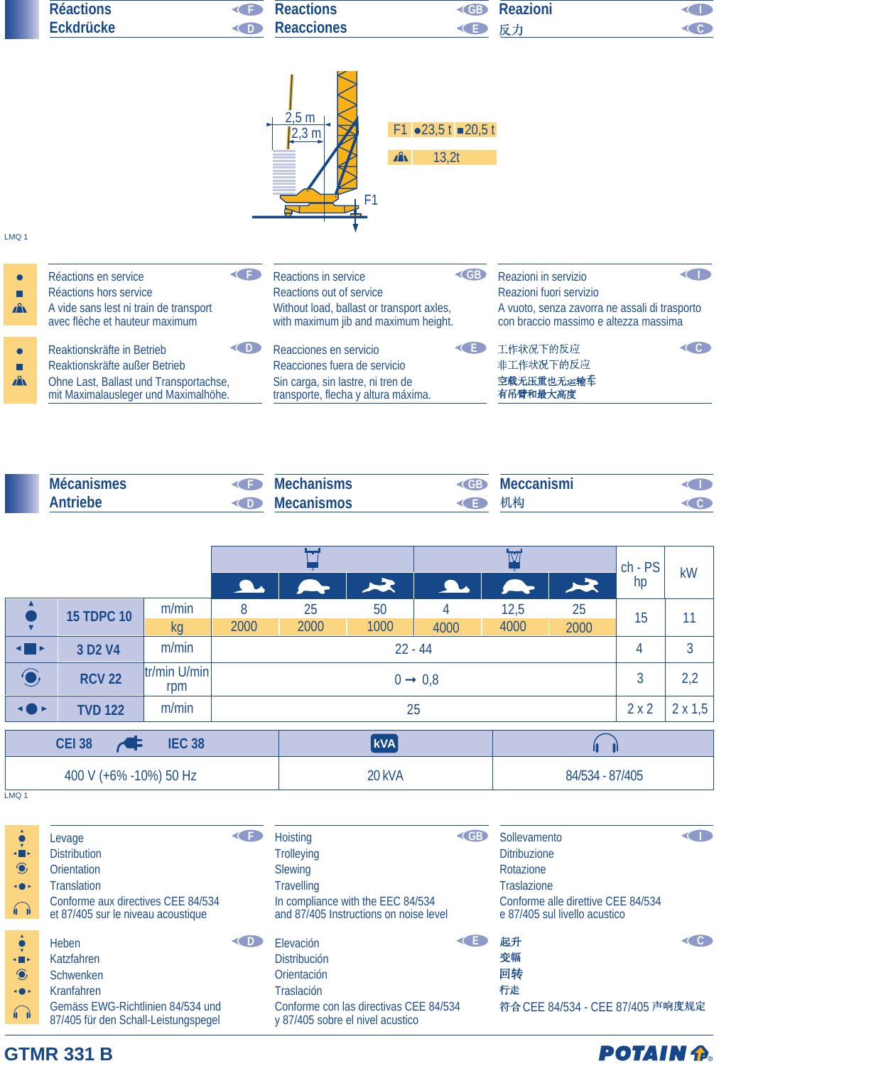## Réactions (F) — Reactions (GB) — Reazioni (I)
## Eckdrücke (D) — Reacciones (E) — 反力 (C)

2,5 m
2,3 m
F1

| | | |
|---|---|---|
| F1 | ● 23,5 t | ■ 20,5 t |
| ⛰ | 13,2t | |

LMQ 1

● Réactions en service
■ Réactions hors service
⛰ A vide sans lest ni train de transport avec flèche et hauteur maximum (F)

● Reactions in service
■ Reactions out of service
⛰ Without load, ballast or transport axles, with maximum jib and maximum height. (GB)

● Reazioni in servizio
■ Reazioni fuori servizio
⛰ A vuoto, senza zavorra ne assali di trasporto con braccio massimo e altezza massima (I)

● Reaktionskräfte in Betrieb
■ Reaktionskräfte außer Betrieb
⛰ Ohne Last, Ballast und Transportachse, mit Maximalausleger und Maximalhöhe. (D)

● Reacciones en servicio
■ Reacciones fuera de servicio
⛰ Sin carga, sin lastre, ni tren de transporte, flecha y altura máxima. (E)

● 工作状况下的反应
■ 非工作状况下的反应
⛰ 空载无压重也无运输车有吊臂和最大高度 (C)

## Mécanismes (F) — Mechanisms (GB) — Meccanismi (I)
## Antriebe (D) — Mecanismos (E) — 机构 (C)

| | | | | | | | | | ch - PS hp | kW |
|---|---|---|---|---|---|---|---|---|---|---|
| ● | 15 TDPC 10 | m/min | 8 | 25 | 50 | 4 | 12,5 | 25 | 15 | 11 |
| | | kg | 2000 | 2000 | 1000 | 4000 | 4000 | 2000 | | |
| ■ | 3 D2 V4 | m/min | 22 - 44 | | | | | | 4 | 3 |
| ◉ | RCV 22 | tr/min U/min rpm | 0 → 0,8 | | | | | | 3 | 2,2 |
| ● | TVD 122 | m/min | 25 | | | | | | 2 x 2 | 2 x 1,5 |

| CEI 38 — IEC 38 | kVA | 🎧 |
|---|---|---|
| 400 V (+6% -10%) 50 Hz | 20 kVA | 84/534 - 87/405 |

LMQ 1

Levage
Distribution
Orientation
Translation
Conforme aux directives CEE 84/534 et 87/405 sur le niveau acoustique (F)

Hoisting
Trolleying
Slewing
Travelling
In compliance with the EEC 84/534 and 87/405 Instructions on noise level (GB)

Sollevamento
Ditribuzione
Rotazione
Traslazione
Conforme alle direttive CEE 84/534 e 87/405 sul livello acustico (I)

Heben
Katzfahren
Schwenken
Kranfahren
Gemäss EWG-Richtlinien 84/534 und 87/405 für den Schall-Leistungspegel (D)

Elevación
Distribución
Orientación
Traslación
Conforme con las directivas CEE 84/534 y 87/405 sobre el nivel acustico (E)

起升
变幅
回转
行走
符合 CEE 84/534 - CEE 87/405 声响度规定 (C)

GTMR 331 B — POTAIN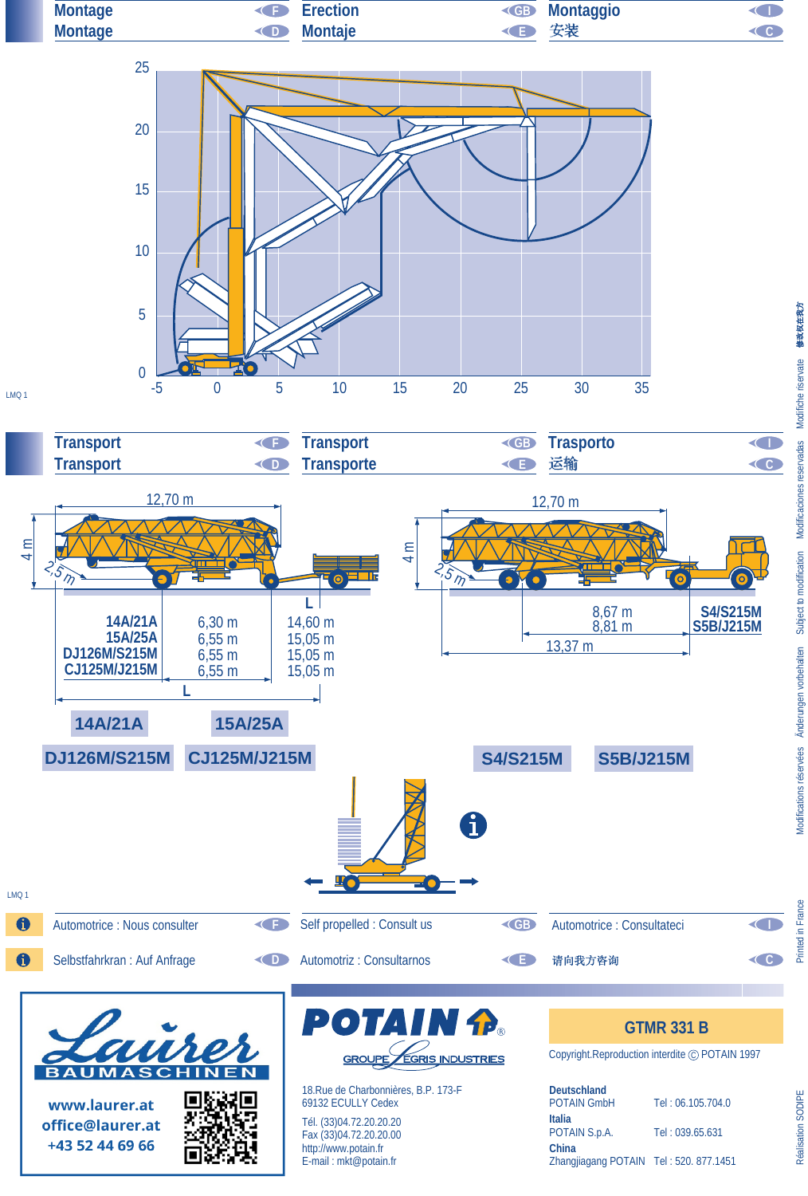## Montage (F) / Montage (D) / Erection (GB) / Montaje (E) / Montaggio (I) / 安装 (C)

25
20
15
10
5
0
-5 0 5 10 15 20 25 30 35

LMQ 1

## Transport (F) / Transport (D) / Transport (GB) / Transporte (E) / Trasporto (I) / 运输 (C)

12,70 m
4 m
2,5 m
L

| | | L |
|---|---|---|
| 14A/21A | 6,30 m | 14,60 m |
| 15A/25A | 6,55 m | 15,05 m |
| DJ126M/S215M | 6,55 m | 15,05 m |
| CJ125M/J215M | 6,55 m | 15,05 m |

L

12,70 m
4 m
2,5 m
8,67 m — S4/S215M
8,81 m — S5B/J215M
13,37 m

**14A/21A** **15A/25A**

**DJ126M/S215M** **CJ125M/J215M** **S4/S215M** **S5B/J215M**

LMQ 1

Automotrice : Nous consulter (F)

Selbstfahrkran : Auf Anfrage (D)

Self propelled : Consult us (GB)

Automotriz : Consultarnos (E)

Automotrice : Consultateci (I)

请向我方咨询 (C)

Laurer BAUMASCHINEN
www.laurer.at
office@laurer.at
+43 52 44 69 66

POTAIN
GROUPE ÉGRIS INDUSTRIES

18.Rue de Charbonnières, B.P. 173-F
69132 ECULLY Cedex

Tél. (33)04.72.20.20.20
Fax (33)04.72.20.20.00
http://www.potain.fr
E-mail : mkt@potain.fr

**GTMR 331 B**

Copyright.Reproduction interdite © POTAIN 1997

**Deutschland**
POTAIN GmbH Tel : 06.105.704.0

**Italia**
POTAIN S.p.A. Tel : 039.65.631

**China**
Zhangjiagang POTAIN Tel : 520. 877.1451

Modifications réservées · Änderungen vorbehalten · Subject to modification · Modificaciones reservadas · Modifiche riservate · 修改权在我方

Printed in France

Réalisation SODIPE